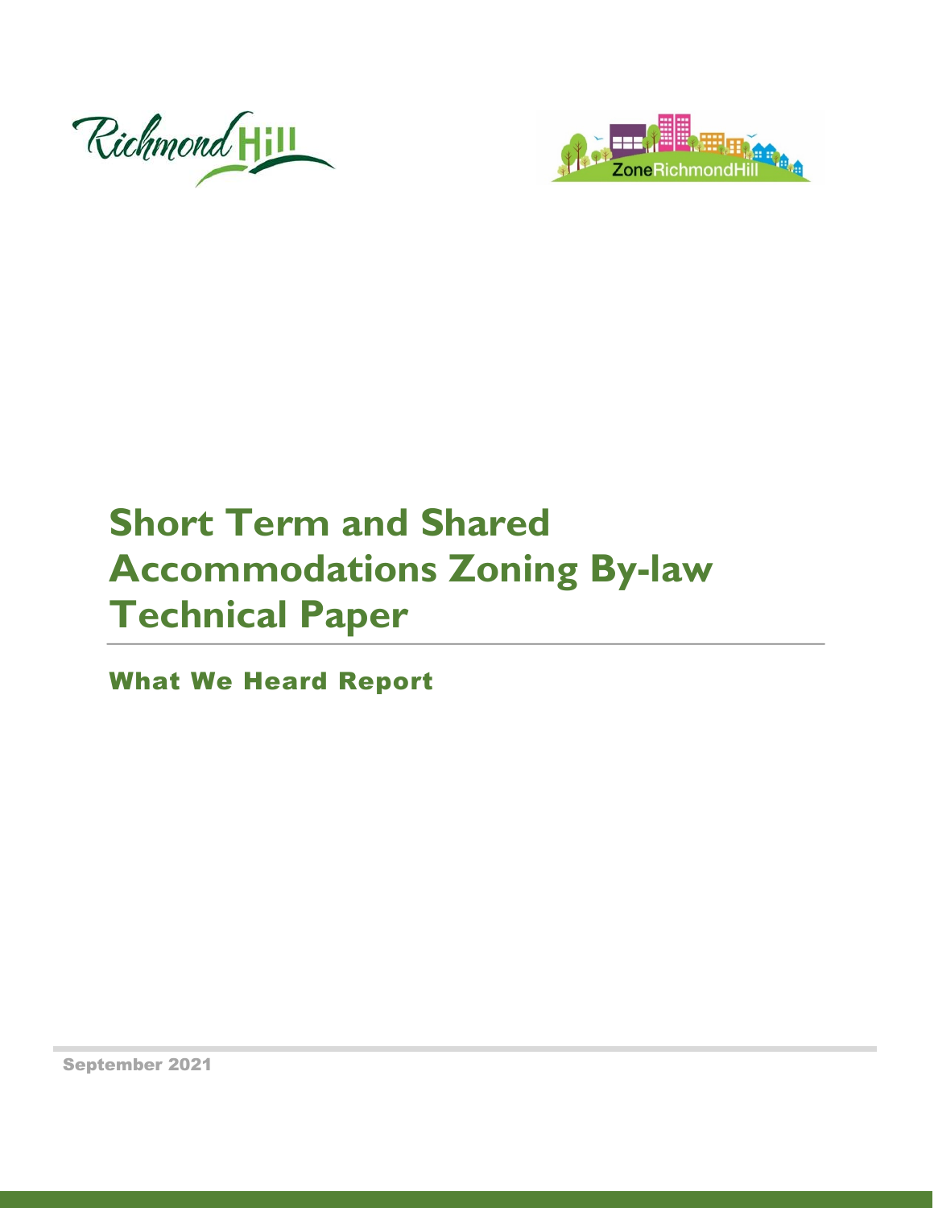Richmond Hill

ZoneRichmondHill

# Short Term and Shared Accommodations Zoning By-law Technical Paper

## What We Heard Report

September 2021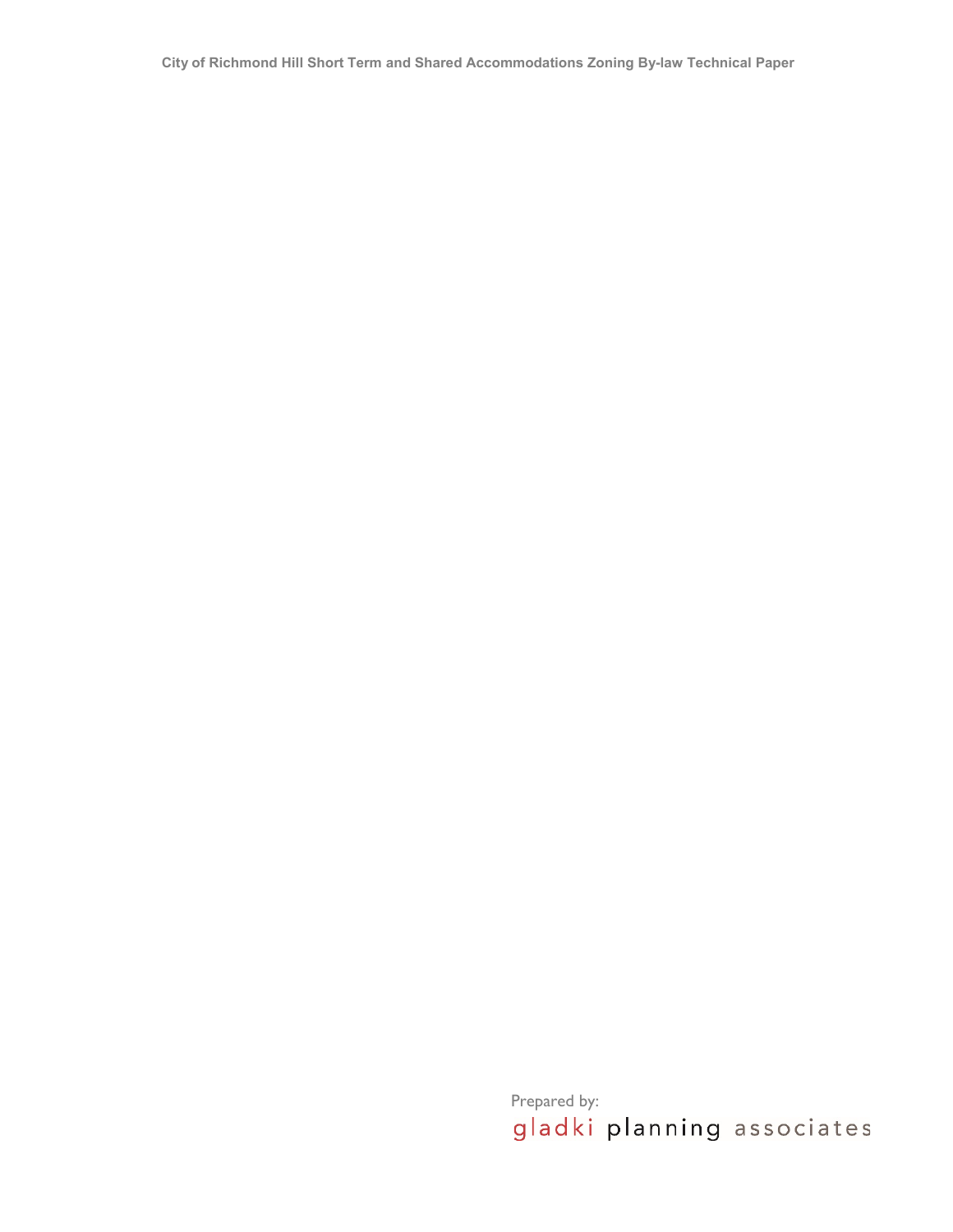City of Richmond Hill Short Term and Shared Accommodations Zoning By-law Technical Paper

Prepared by:

gladki planning associates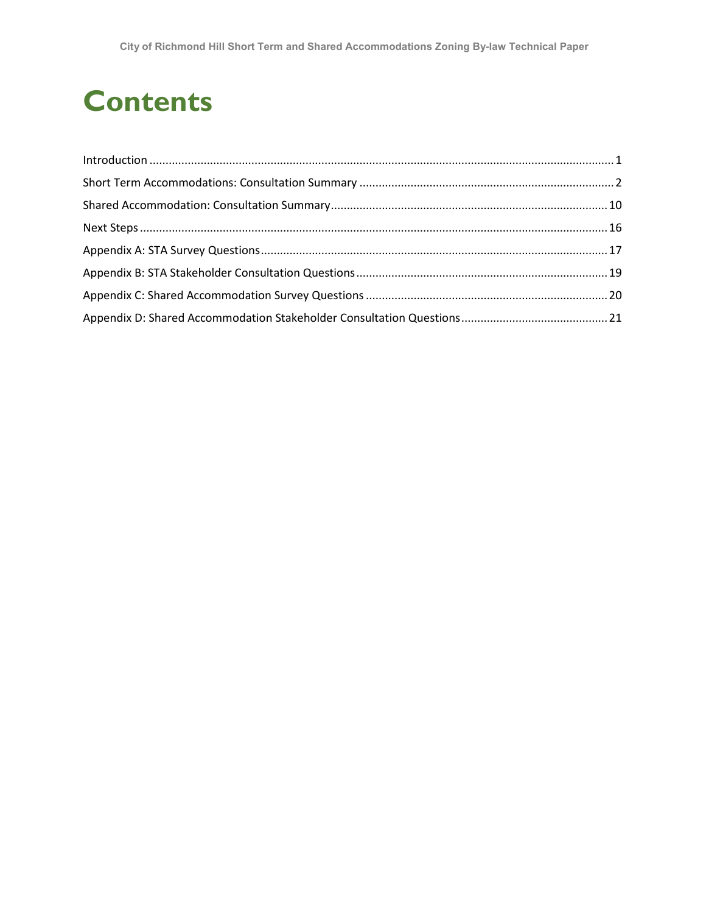# Contents

Introduction ............................................................. 1

Short Term Accommodations: Consultation Summary ............................................................. 2

Shared Accommodation: Consultation Summary ............................................................. 10

Next Steps ............................................................. 16

Appendix A: STA Survey Questions ............................................................. 17

Appendix B: STA Stakeholder Consultation Questions ............................................................. 19

Appendix C: Shared Accommodation Survey Questions ............................................................. 20

Appendix D: Shared Accommodation Stakeholder Consultation Questions ............................................................. 21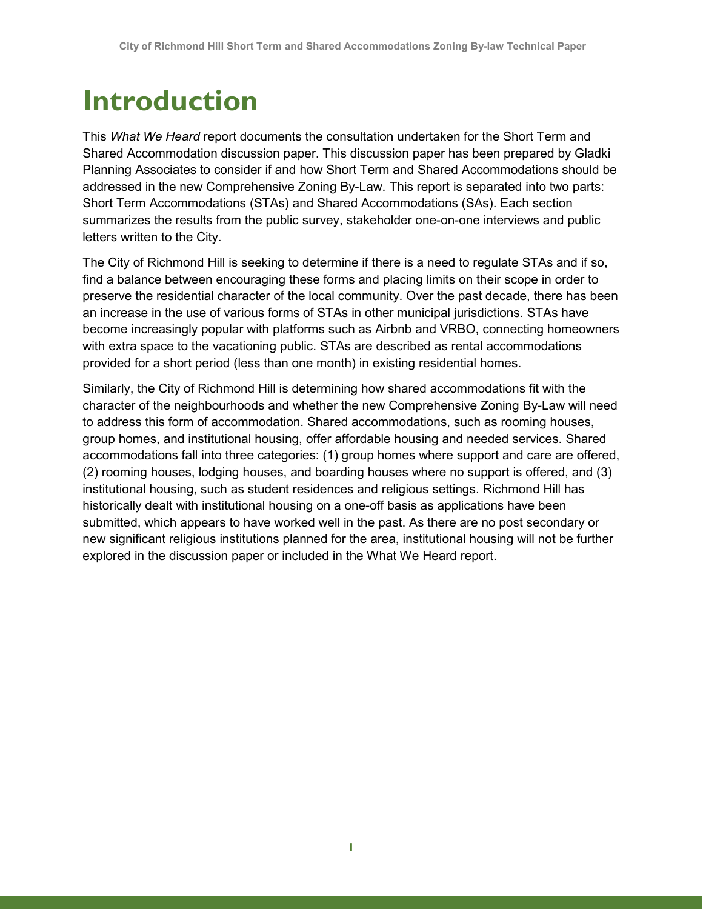# Introduction

This *What We Heard* report documents the consultation undertaken for the Short Term and Shared Accommodation discussion paper. This discussion paper has been prepared by Gladki Planning Associates to consider if and how Short Term and Shared Accommodations should be addressed in the new Comprehensive Zoning By-Law. This report is separated into two parts: Short Term Accommodations (STAs) and Shared Accommodations (SAs). Each section summarizes the results from the public survey, stakeholder one-on-one interviews and public letters written to the City.

The City of Richmond Hill is seeking to determine if there is a need to regulate STAs and if so, find a balance between encouraging these forms and placing limits on their scope in order to preserve the residential character of the local community. Over the past decade, there has been an increase in the use of various forms of STAs in other municipal jurisdictions. STAs have become increasingly popular with platforms such as Airbnb and VRBO, connecting homeowners with extra space to the vacationing public. STAs are described as rental accommodations provided for a short period (less than one month) in existing residential homes.

Similarly, the City of Richmond Hill is determining how shared accommodations fit with the character of the neighbourhoods and whether the new Comprehensive Zoning By-Law will need to address this form of accommodation. Shared accommodations, such as rooming houses, group homes, and institutional housing, offer affordable housing and needed services. Shared accommodations fall into three categories: (1) group homes where support and care are offered, (2) rooming houses, lodging houses, and boarding houses where no support is offered, and (3) institutional housing, such as student residences and religious settings. Richmond Hill has historically dealt with institutional housing on a one-off basis as applications have been submitted, which appears to have worked well in the past. As there are no post secondary or new significant religious institutions planned for the area, institutional housing will not be further explored in the discussion paper or included in the What We Heard report.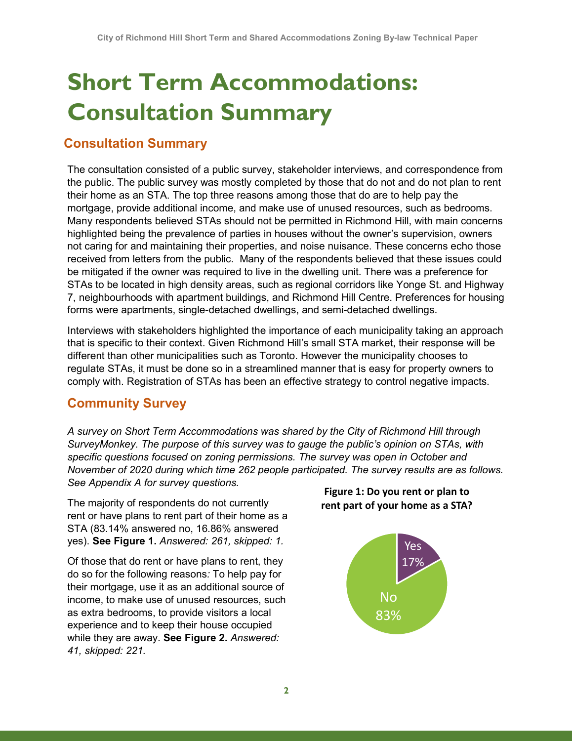# Short Term Accommodations: Consultation Summary

## Consultation Summary

The consultation consisted of a public survey, stakeholder interviews, and correspondence from the public. The public survey was mostly completed by those that do not and do not plan to rent their home as an STA. The top three reasons among those that do are to help pay the mortgage, provide additional income, and make use of unused resources, such as bedrooms. Many respondents believed STAs should not be permitted in Richmond Hill, with main concerns highlighted being the prevalence of parties in houses without the owner's supervision, owners not caring for and maintaining their properties, and noise nuisance. These concerns echo those received from letters from the public. Many of the respondents believed that these issues could be mitigated if the owner was required to live in the dwelling unit. There was a preference for STAs to be located in high density areas, such as regional corridors like Yonge St. and Highway 7, neighbourhoods with apartment buildings, and Richmond Hill Centre. Preferences for housing forms were apartments, single-detached dwellings, and semi-detached dwellings.

Interviews with stakeholders highlighted the importance of each municipality taking an approach that is specific to their context. Given Richmond Hill's small STA market, their response will be different than other municipalities such as Toronto. However the municipality chooses to regulate STAs, it must be done so in a streamlined manner that is easy for property owners to comply with. Registration of STAs has been an effective strategy to control negative impacts.

## Community Survey

*A survey on Short Term Accommodations was shared by the City of Richmond Hill through SurveyMonkey. The purpose of this survey was to gauge the public's opinion on STAs, with specific questions focused on zoning permissions. The survey was open in October and November of 2020 during which time 262 people participated. The survey results are as follows. See Appendix A for survey questions.*

The majority of respondents do not currently rent or have plans to rent part of their home as a STA (83.14% answered no, 16.86% answered yes). **See Figure 1.** *Answered: 261, skipped: 1.*

**Figure 1: Do you rent or plan to rent part of your home as a STA?**

| Response | Percentage |
|---|---|
| Yes | 17% |
| No | 83% |

Of those that do rent or have plans to rent, they do so for the following reasons*:* To help pay for their mortgage, use it as an additional source of income, to make use of unused resources, such as extra bedrooms, to provide visitors a local experience and to keep their house occupied while they are away. **See Figure 2.** *Answered: 41, skipped: 221.*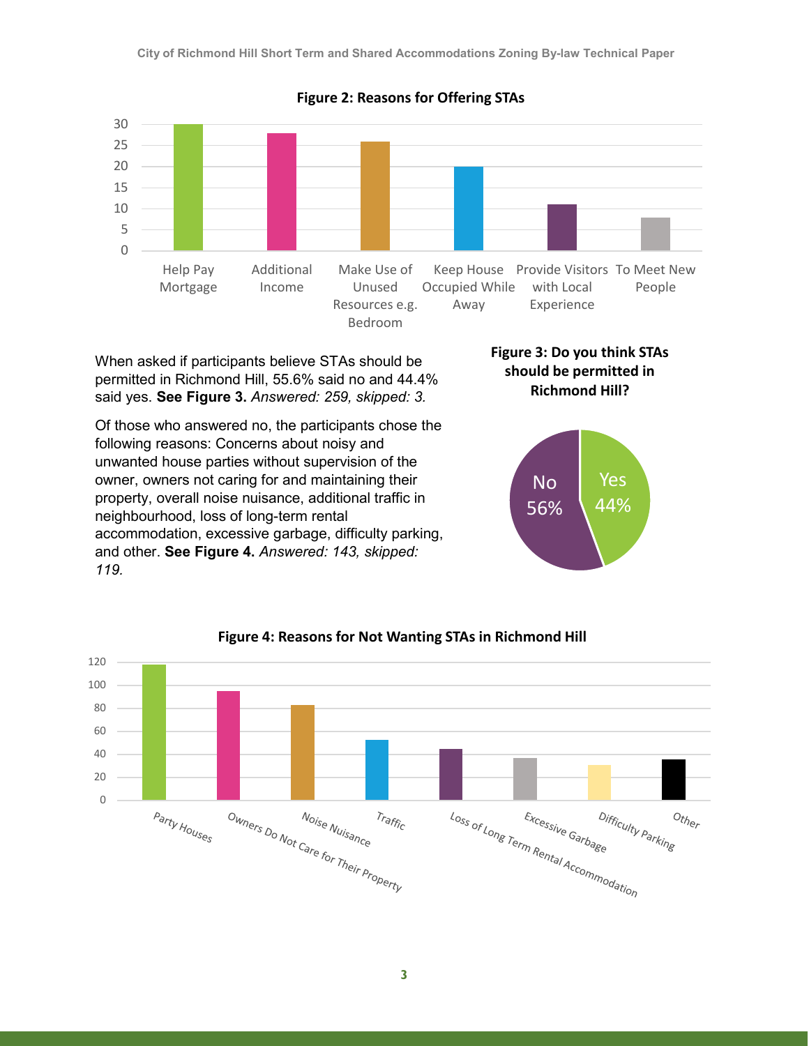**Figure 2: Reasons for Offering STAs**

| Reason | Value |
|---|---|
| Help Pay Mortgage | 30 |
| Additional Income | 28 |
| Make Use of Unused Resources e.g. Bedroom | 26 |
| Keep House Occupied While Away | 20 |
| Provide Visitors with Local Experience | 11 |
| To Meet New People | 8 |

When asked if participants believe STAs should be permitted in Richmond Hill, 55.6% said no and 44.4% said yes. **See Figure 3.** *Answered: 259, skipped: 3.*

Of those who answered no, the participants chose the following reasons: Concerns about noisy and unwanted house parties without supervision of the owner, owners not caring for and maintaining their property, overall noise nuisance, additional traffic in neighbourhood, loss of long-term rental accommodation, excessive garbage, difficulty parking, and other. **See Figure 4.** *Answered: 143, skipped: 119.*

**Figure 3: Do you think STAs should be permitted in Richmond Hill?**

| Response | Percentage |
|---|---|
| No | 56% |
| Yes | 44% |

**Figure 4: Reasons for Not Wanting STAs in Richmond Hill**

| Reason | Value |
|---|---|
| Party Houses | 118 |
| Owners Do Not Care for Their Property | 95 |
| Noise Nuisance | 83 |
| Traffic | 53 |
| Loss of Long Term Rental Accommodation | 45 |
| Excessive Garbage | 37 |
| Difficulty Parking | 31 |
| Other | 36 |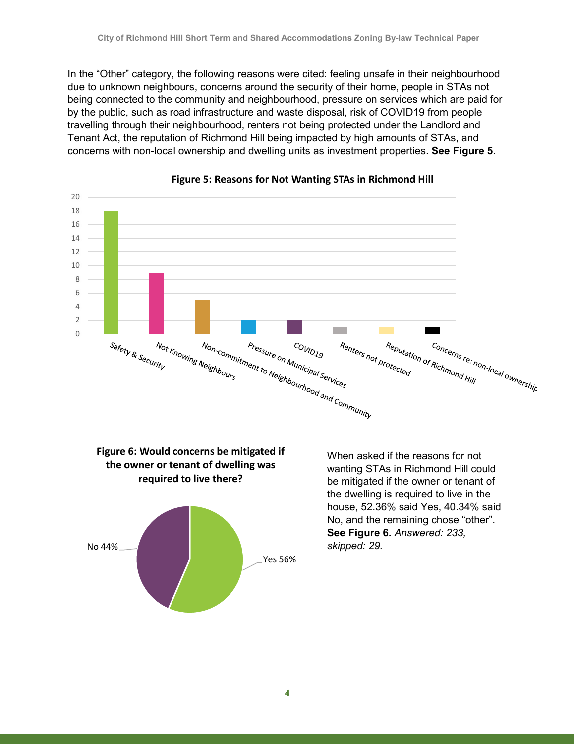In the “Other” category, the following reasons were cited: feeling unsafe in their neighbourhood due to unknown neighbours, concerns around the security of their home, people in STAs not being connected to the community and neighbourhood, pressure on services which are paid for by the public, such as road infrastructure and waste disposal, risk of COVID19 from people travelling through their neighbourhood, renters not being protected under the Landlord and Tenant Act, the reputation of Richmond Hill being impacted by high amounts of STAs, and concerns with non-local ownership and dwelling units as investment properties. **See Figure 5.**

**Figure 5: Reasons for Not Wanting STAs in Richmond Hill**

| Reason | Count |
|---|---|
| Safety & Security | 18 |
| Not Knowing Neighbours | 9 |
| Non-commitment to Neighbourhood and Community | 5 |
| Pressure on Municipal Services | 2 |
| COVID19 | 2 |
| Renters not protected | 1 |
| Reputation of Richmond Hill | 1 |
| Concerns re: non-local ownership | 1 |

**Figure 6: Would concerns be mitigated if the owner or tenant of dwelling was required to live there?**

| Response | Percentage |
|---|---|
| Yes | 56% |
| No | 44% |

When asked if the reasons for not wanting STAs in Richmond Hill could be mitigated if the owner or tenant of the dwelling is required to live in the house, 52.36% said Yes, 40.34% said No, and the remaining chose “other”. **See Figure 6.** *Answered: 233, skipped: 29.*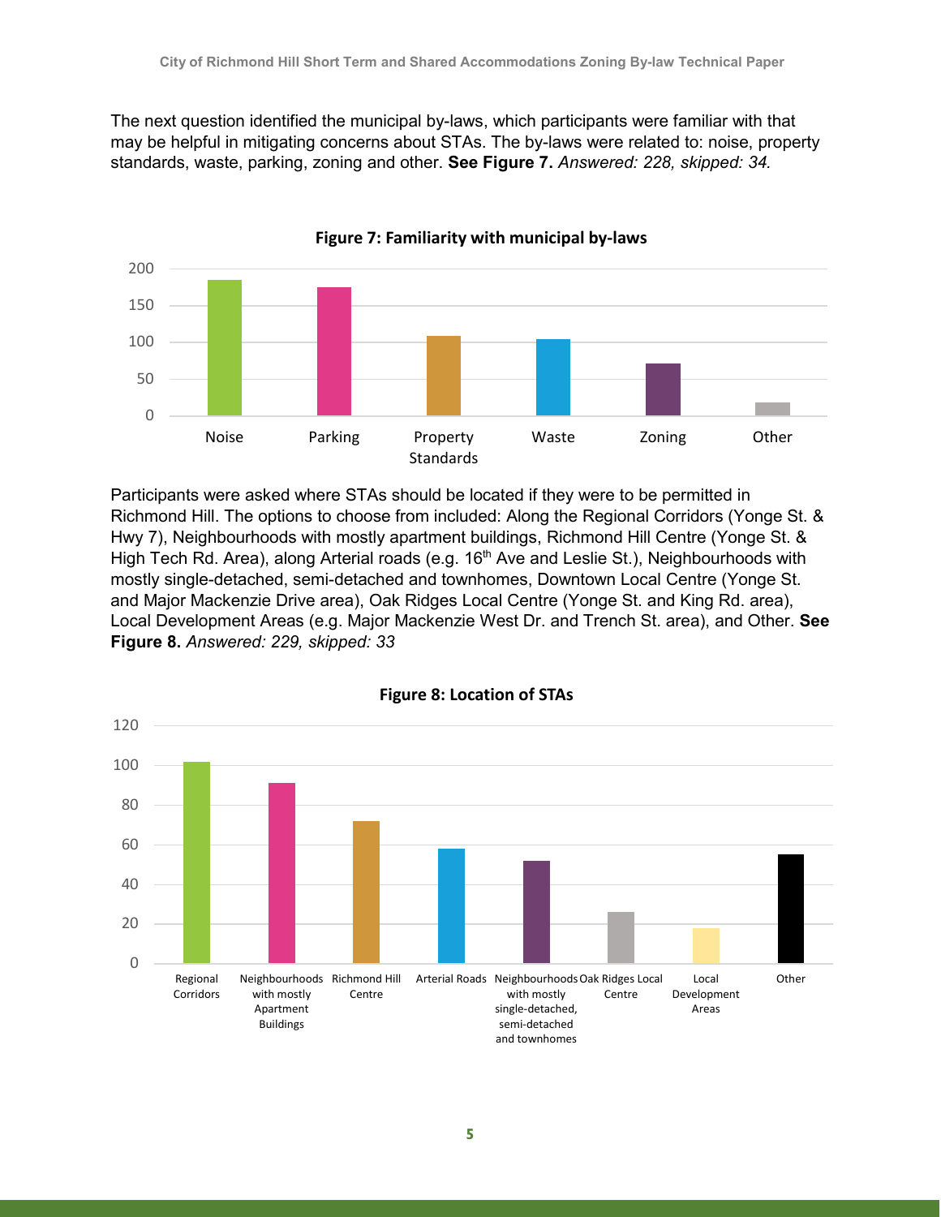The next question identified the municipal by-laws, which participants were familiar with that may be helpful in mitigating concerns about STAs. The by-laws were related to: noise, property standards, waste, parking, zoning and other. **See Figure 7.** *Answered: 228, skipped: 34.*

**Figure 7: Familiarity with municipal by-laws**

Participants were asked where STAs should be located if they were to be permitted in Richmond Hill. The options to choose from included: Along the Regional Corridors (Yonge St. & Hwy 7), Neighbourhoods with mostly apartment buildings, Richmond Hill Centre (Yonge St. & High Tech Rd. Area), along Arterial roads (e.g. 16th Ave and Leslie St.), Neighbourhoods with mostly single-detached, semi-detached and townhomes, Downtown Local Centre (Yonge St. and Major Mackenzie Drive area), Oak Ridges Local Centre (Yonge St. and King Rd. area), Local Development Areas (e.g. Major Mackenzie West Dr. and Trench St. area), and Other. **See Figure 8.** *Answered: 229, skipped: 33*

**Figure 8: Location of STAs**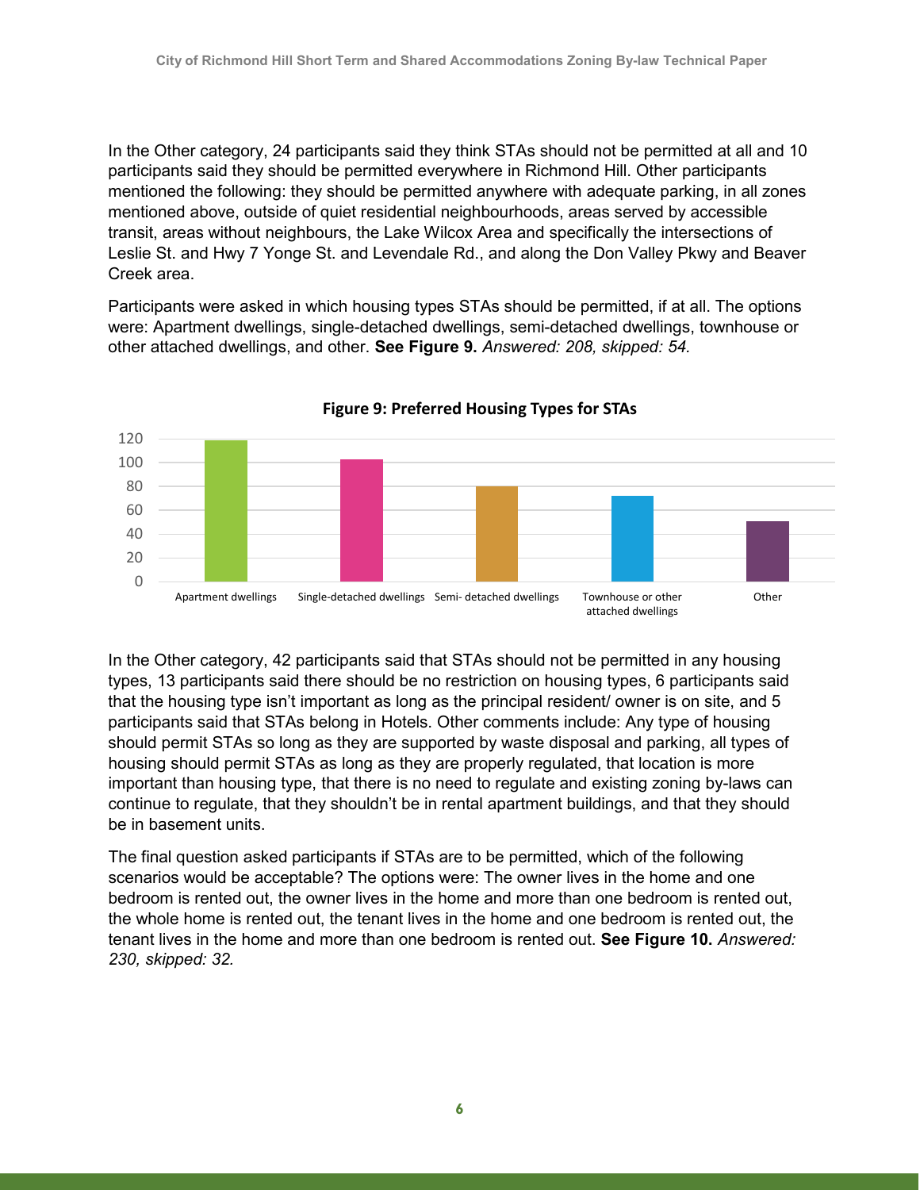In the Other category, 24 participants said they think STAs should not be permitted at all and 10 participants said they should be permitted everywhere in Richmond Hill. Other participants mentioned the following: they should be permitted anywhere with adequate parking, in all zones mentioned above, outside of quiet residential neighbourhoods, areas served by accessible transit, areas without neighbours, the Lake Wilcox Area and specifically the intersections of Leslie St. and Hwy 7 Yonge St. and Levendale Rd., and along the Don Valley Pkwy and Beaver Creek area.

Participants were asked in which housing types STAs should be permitted, if at all. The options were: Apartment dwellings, single-detached dwellings, semi-detached dwellings, townhouse or other attached dwellings, and other. **See Figure 9.** *Answered: 208, skipped: 54.*

**Figure 9: Preferred Housing Types for STAs**

In the Other category, 42 participants said that STAs should not be permitted in any housing types, 13 participants said there should be no restriction on housing types, 6 participants said that the housing type isn't important as long as the principal resident/ owner is on site, and 5 participants said that STAs belong in Hotels. Other comments include: Any type of housing should permit STAs so long as they are supported by waste disposal and parking, all types of housing should permit STAs as long as they are properly regulated, that location is more important than housing type, that there is no need to regulate and existing zoning by-laws can continue to regulate, that they shouldn't be in rental apartment buildings, and that they should be in basement units.

The final question asked participants if STAs are to be permitted, which of the following scenarios would be acceptable? The options were: The owner lives in the home and one bedroom is rented out, the owner lives in the home and more than one bedroom is rented out, the whole home is rented out, the tenant lives in the home and one bedroom is rented out, the tenant lives in the home and more than one bedroom is rented out. **See Figure 10.** *Answered: 230, skipped: 32.*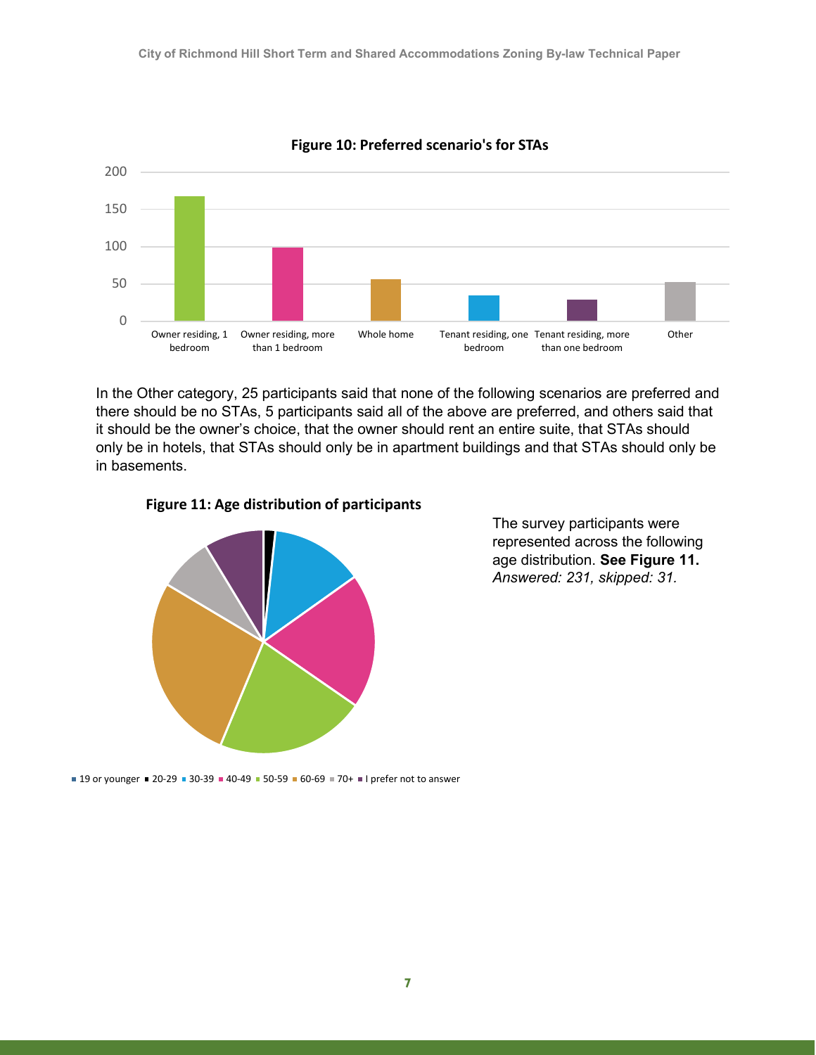**Figure 10: Preferred scenario's for STAs**

In the Other category, 25 participants said that none of the following scenarios are preferred and there should be no STAs, 5 participants said all of the above are preferred, and others said that it should be the owner's choice, that the owner should rent an entire suite, that STAs should only be in hotels, that STAs should only be in apartment buildings and that STAs should only be in basements.

**Figure 11: Age distribution of participants**

The survey participants were represented across the following age distribution. **See Figure 11.** *Answered: 231, skipped: 31.*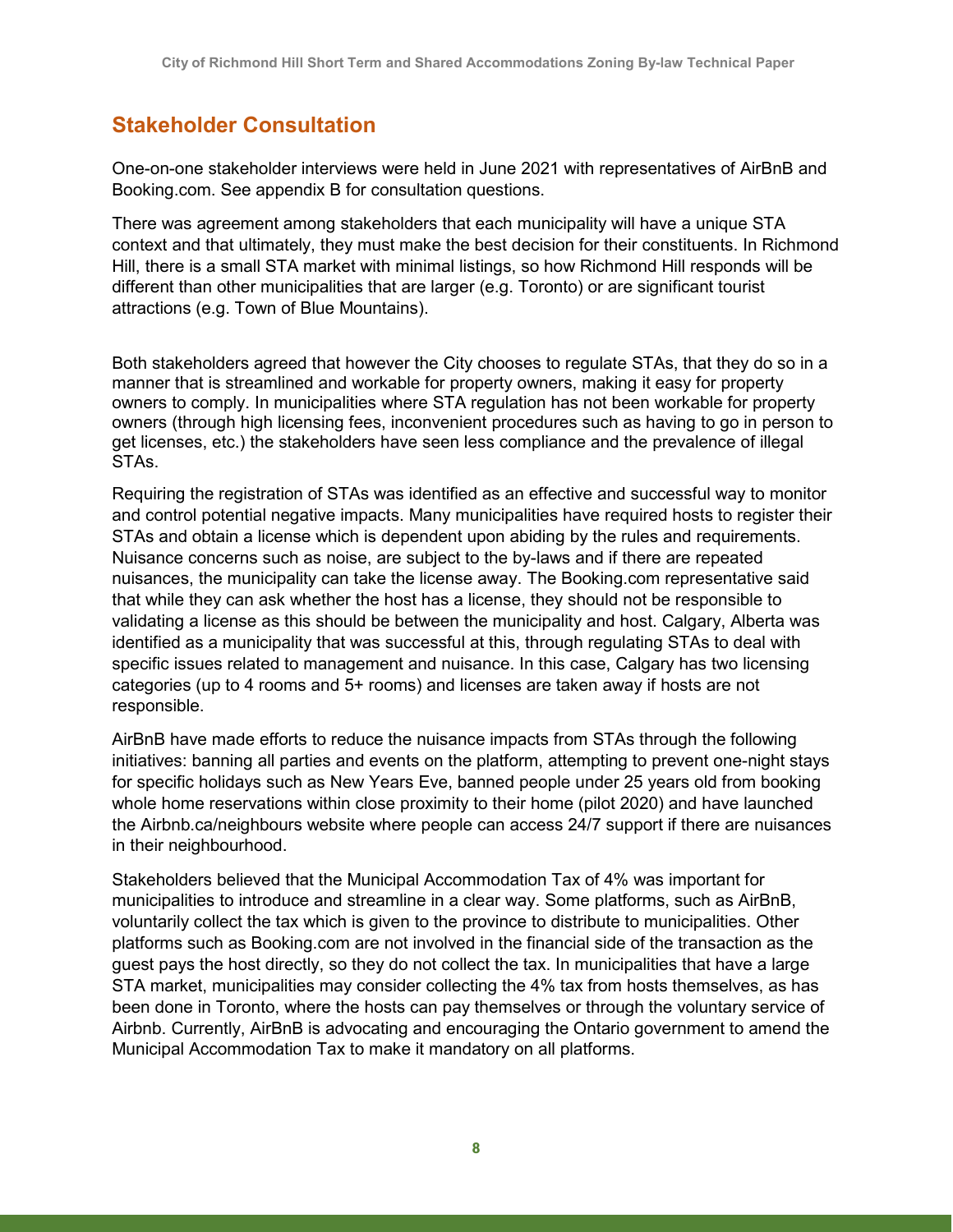## Stakeholder Consultation

One-on-one stakeholder interviews were held in June 2021 with representatives of AirBnB and Booking.com. See appendix B for consultation questions.

There was agreement among stakeholders that each municipality will have a unique STA context and that ultimately, they must make the best decision for their constituents. In Richmond Hill, there is a small STA market with minimal listings, so how Richmond Hill responds will be different than other municipalities that are larger (e.g. Toronto) or are significant tourist attractions (e.g. Town of Blue Mountains).

Both stakeholders agreed that however the City chooses to regulate STAs, that they do so in a manner that is streamlined and workable for property owners, making it easy for property owners to comply. In municipalities where STA regulation has not been workable for property owners (through high licensing fees, inconvenient procedures such as having to go in person to get licenses, etc.) the stakeholders have seen less compliance and the prevalence of illegal STAs.

Requiring the registration of STAs was identified as an effective and successful way to monitor and control potential negative impacts. Many municipalities have required hosts to register their STAs and obtain a license which is dependent upon abiding by the rules and requirements. Nuisance concerns such as noise, are subject to the by-laws and if there are repeated nuisances, the municipality can take the license away. The Booking.com representative said that while they can ask whether the host has a license, they should not be responsible to validating a license as this should be between the municipality and host. Calgary, Alberta was identified as a municipality that was successful at this, through regulating STAs to deal with specific issues related to management and nuisance. In this case, Calgary has two licensing categories (up to 4 rooms and 5+ rooms) and licenses are taken away if hosts are not responsible.

AirBnB have made efforts to reduce the nuisance impacts from STAs through the following initiatives: banning all parties and events on the platform, attempting to prevent one-night stays for specific holidays such as New Years Eve, banned people under 25 years old from booking whole home reservations within close proximity to their home (pilot 2020) and have launched the Airbnb.ca/neighbours website where people can access 24/7 support if there are nuisances in their neighbourhood.

Stakeholders believed that the Municipal Accommodation Tax of 4% was important for municipalities to introduce and streamline in a clear way. Some platforms, such as AirBnB, voluntarily collect the tax which is given to the province to distribute to municipalities. Other platforms such as Booking.com are not involved in the financial side of the transaction as the guest pays the host directly, so they do not collect the tax. In municipalities that have a large STA market, municipalities may consider collecting the 4% tax from hosts themselves, as has been done in Toronto, where the hosts can pay themselves or through the voluntary service of Airbnb. Currently, AirBnB is advocating and encouraging the Ontario government to amend the Municipal Accommodation Tax to make it mandatory on all platforms.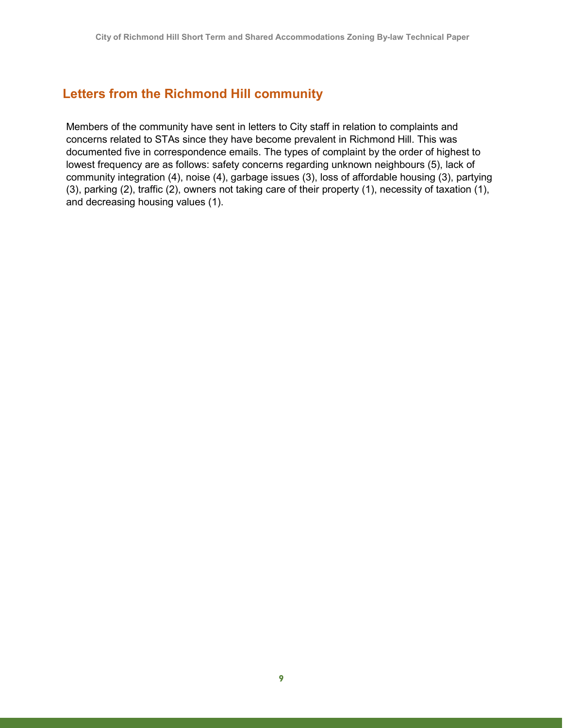## Letters from the Richmond Hill community

Members of the community have sent in letters to City staff in relation to complaints and concerns related to STAs since they have become prevalent in Richmond Hill. This was documented five in correspondence emails. The types of complaint by the order of highest to lowest frequency are as follows: safety concerns regarding unknown neighbours (5), lack of community integration (4), noise (4), garbage issues (3), loss of affordable housing (3), partying (3), parking (2), traffic (2), owners not taking care of their property (1), necessity of taxation (1), and decreasing housing values (1).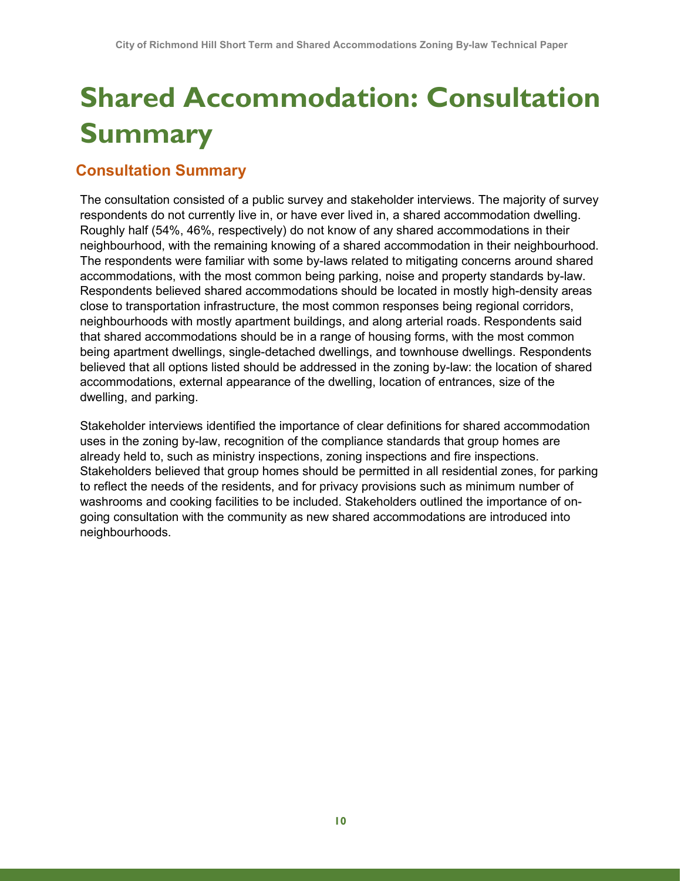# Shared Accommodation: Consultation Summary

## Consultation Summary

The consultation consisted of a public survey and stakeholder interviews. The majority of survey respondents do not currently live in, or have ever lived in, a shared accommodation dwelling. Roughly half (54%, 46%, respectively) do not know of any shared accommodations in their neighbourhood, with the remaining knowing of a shared accommodation in their neighbourhood. The respondents were familiar with some by-laws related to mitigating concerns around shared accommodations, with the most common being parking, noise and property standards by-law. Respondents believed shared accommodations should be located in mostly high-density areas close to transportation infrastructure, the most common responses being regional corridors, neighbourhoods with mostly apartment buildings, and along arterial roads. Respondents said that shared accommodations should be in a range of housing forms, with the most common being apartment dwellings, single-detached dwellings, and townhouse dwellings. Respondents believed that all options listed should be addressed in the zoning by-law: the location of shared accommodations, external appearance of the dwelling, location of entrances, size of the dwelling, and parking.

Stakeholder interviews identified the importance of clear definitions for shared accommodation uses in the zoning by-law, recognition of the compliance standards that group homes are already held to, such as ministry inspections, zoning inspections and fire inspections. Stakeholders believed that group homes should be permitted in all residential zones, for parking to reflect the needs of the residents, and for privacy provisions such as minimum number of washrooms and cooking facilities to be included. Stakeholders outlined the importance of on-going consultation with the community as new shared accommodations are introduced into neighbourhoods.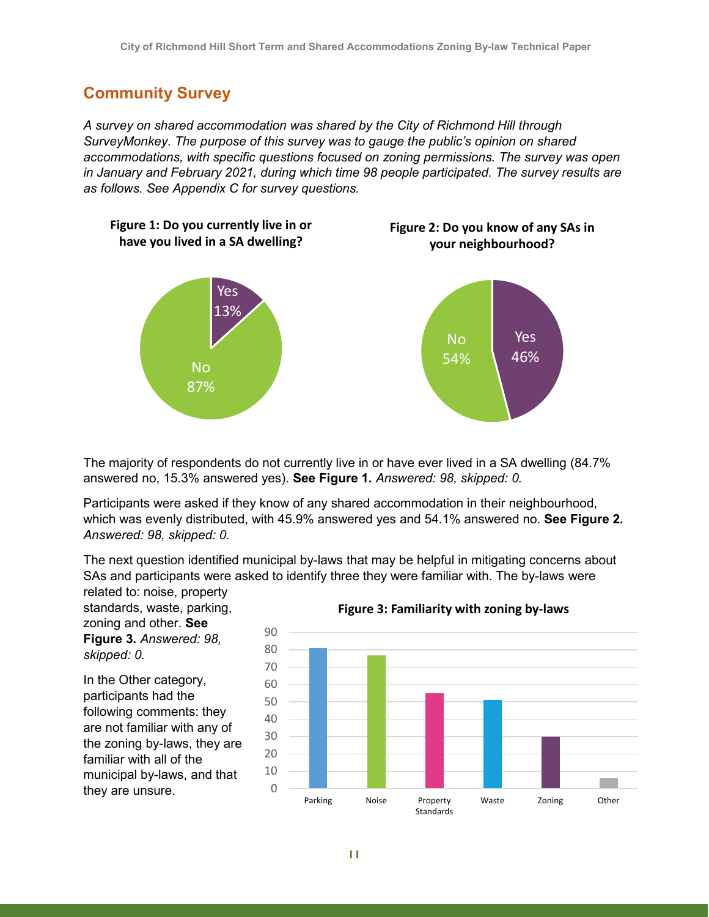## Community Survey

*A survey on shared accommodation was shared by the City of Richmond Hill through SurveyMonkey. The purpose of this survey was to gauge the public's opinion on shared accommodations, with specific questions focused on zoning permissions. The survey was open in January and February 2021, during which time 98 people participated. The survey results are as follows. See Appendix C for survey questions.*

**Figure 1: Do you currently live in or have you lived in a SA dwelling?**

| Response | Percentage |
| --- | --- |
| Yes | 13% |
| No | 87% |

**Figure 2: Do you know of any SAs in your neighbourhood?**

| Response | Percentage |
| --- | --- |
| Yes | 46% |
| No | 54% |

The majority of respondents do not currently live in or have ever lived in a SA dwelling (84.7% answered no, 15.3% answered yes). **See Figure 1.** *Answered: 98, skipped: 0.*

Participants were asked if they know of any shared accommodation in their neighbourhood, which was evenly distributed, with 45.9% answered yes and 54.1% answered no. **See Figure 2.** *Answered: 98, skipped: 0.*

The next question identified municipal by-laws that may be helpful in mitigating concerns about SAs and participants were asked to identify three they were familiar with. The by-laws were related to: noise, property standards, waste, parking, zoning and other. **See Figure 3.** *Answered: 98, skipped: 0.*

In the Other category, participants had the following comments: they are not familiar with any of the zoning by-laws, they are familiar with all of the municipal by-laws, and that they are unsure.

**Figure 3: Familiarity with zoning by-laws**

| By-law | Approximate responses |
| --- | --- |
| Parking | 81 |
| Noise | 77 |
| Property Standards | 55 |
| Waste | 51 |
| Zoning | 30 |
| Other | 6 |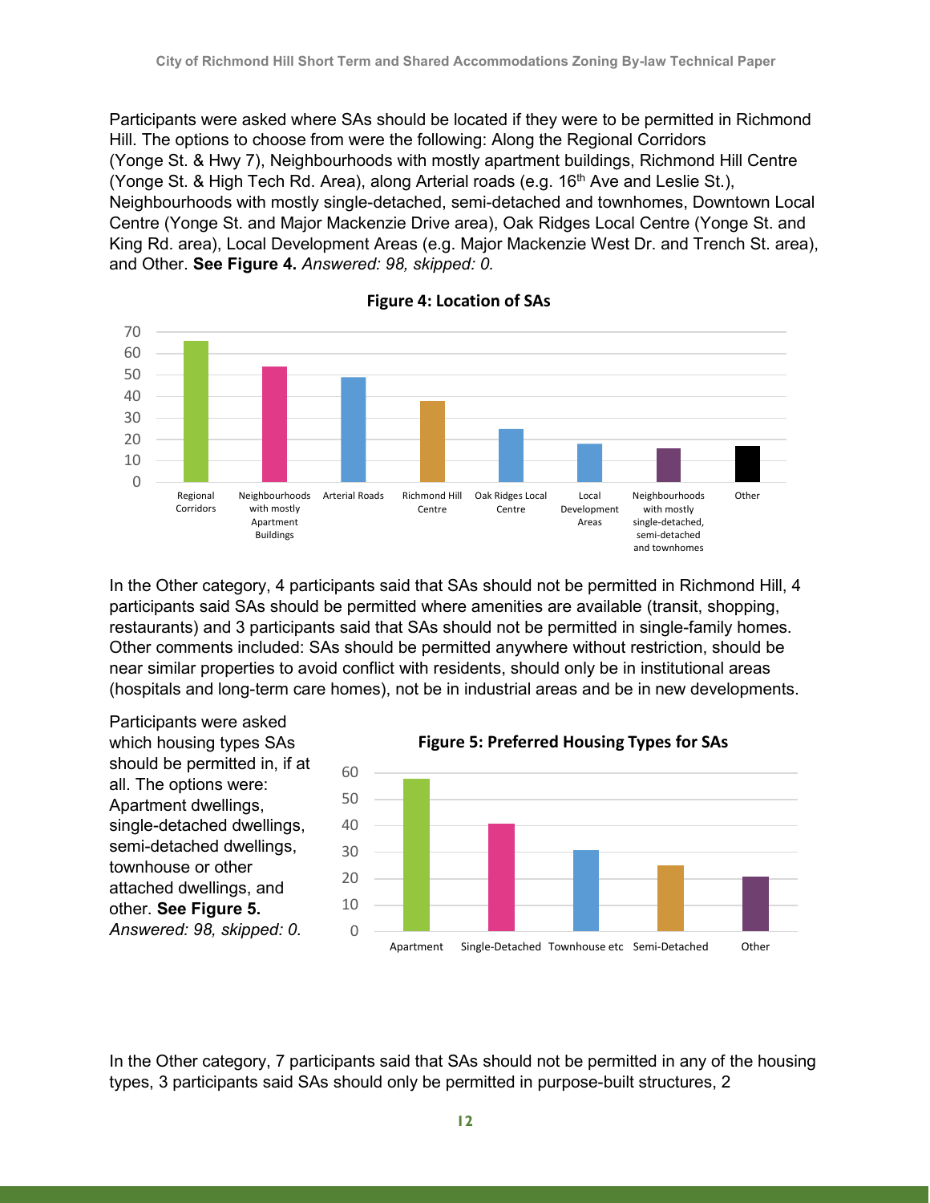Participants were asked where SAs should be located if they were to be permitted in Richmond Hill. The options to choose from were the following: Along the Regional Corridors (Yonge St. & Hwy 7), Neighbourhoods with mostly apartment buildings, Richmond Hill Centre (Yonge St. & High Tech Rd. Area), along Arterial roads (e.g. 16th Ave and Leslie St.), Neighbourhoods with mostly single-detached, semi-detached and townhomes, Downtown Local Centre (Yonge St. and Major Mackenzie Drive area), Oak Ridges Local Centre (Yonge St. and King Rd. area), Local Development Areas (e.g. Major Mackenzie West Dr. and Trench St. area), and Other. **See Figure 4.** *Answered: 98, skipped: 0.*

**Figure 4: Location of SAs**

In the Other category, 4 participants said that SAs should not be permitted in Richmond Hill, 4 participants said SAs should be permitted where amenities are available (transit, shopping, restaurants) and 3 participants said that SAs should not be permitted in single-family homes. Other comments included: SAs should be permitted anywhere without restriction, should be near similar properties to avoid conflict with residents, should only be in institutional areas (hospitals and long-term care homes), not be in industrial areas and be in new developments.

Participants were asked which housing types SAs should be permitted in, if at all. The options were: Apartment dwellings, single-detached dwellings, semi-detached dwellings, townhouse or other attached dwellings, and other. **See Figure 5.** *Answered: 98, skipped: 0.*

**Figure 5: Preferred Housing Types for SAs**

In the Other category, 7 participants said that SAs should not be permitted in any of the housing types, 3 participants said SAs should only be permitted in purpose-built structures, 2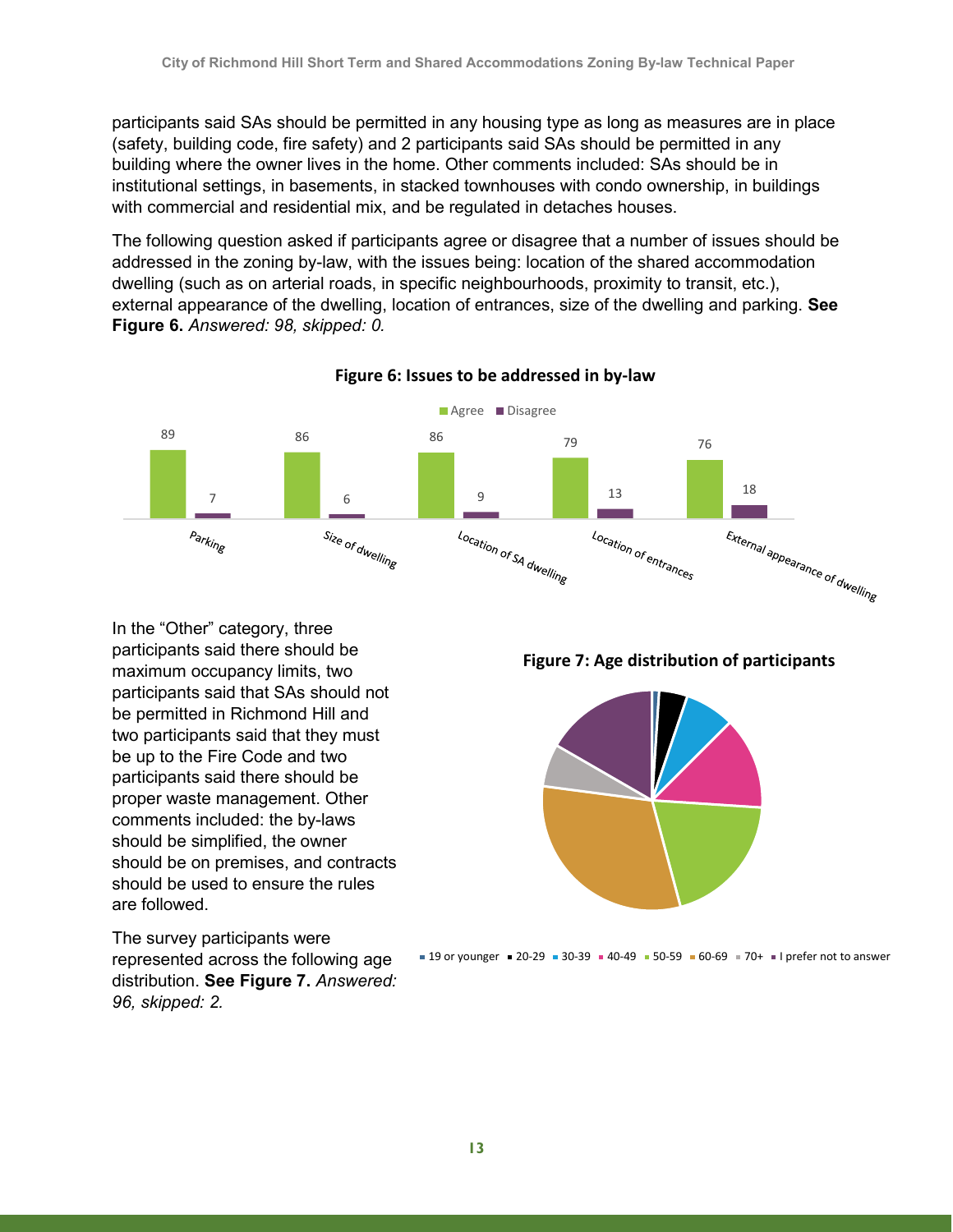participants said SAs should be permitted in any housing type as long as measures are in place (safety, building code, fire safety) and 2 participants said SAs should be permitted in any building where the owner lives in the home. Other comments included: SAs should be in institutional settings, in basements, in stacked townhouses with condo ownership, in buildings with commercial and residential mix, and be regulated in detaches houses.

The following question asked if participants agree or disagree that a number of issues should be addressed in the zoning by-law, with the issues being: location of the shared accommodation dwelling (such as on arterial roads, in specific neighbourhoods, proximity to transit, etc.), external appearance of the dwelling, location of entrances, size of the dwelling and parking. **See Figure 6.** *Answered: 98, skipped: 0.*

**Figure 6: Issues to be addressed in by-law**

| Issue | Agree | Disagree |
|---|---|---|
| Parking | 89 | 7 |
| Size of dwelling | 86 | 6 |
| Location of SA dwelling | 86 | 9 |
| Location of entrances | 79 | 13 |
| External appearance of dwelling | 76 | 18 |

In the "Other" category, three participants said there should be maximum occupancy limits, two participants said that SAs should not be permitted in Richmond Hill and two participants said that they must be up to the Fire Code and two participants said there should be proper waste management. Other comments included: the by-laws should be simplified, the owner should be on premises, and contracts should be used to ensure the rules are followed.

The survey participants were represented across the following age distribution. **See Figure 7.** *Answered: 96, skipped: 2.*

**Figure 7: Age distribution of participants**

19 or younger · 20-29 · 30-39 · 40-49 · 50-59 · 60-69 · 70+ · I prefer not to answer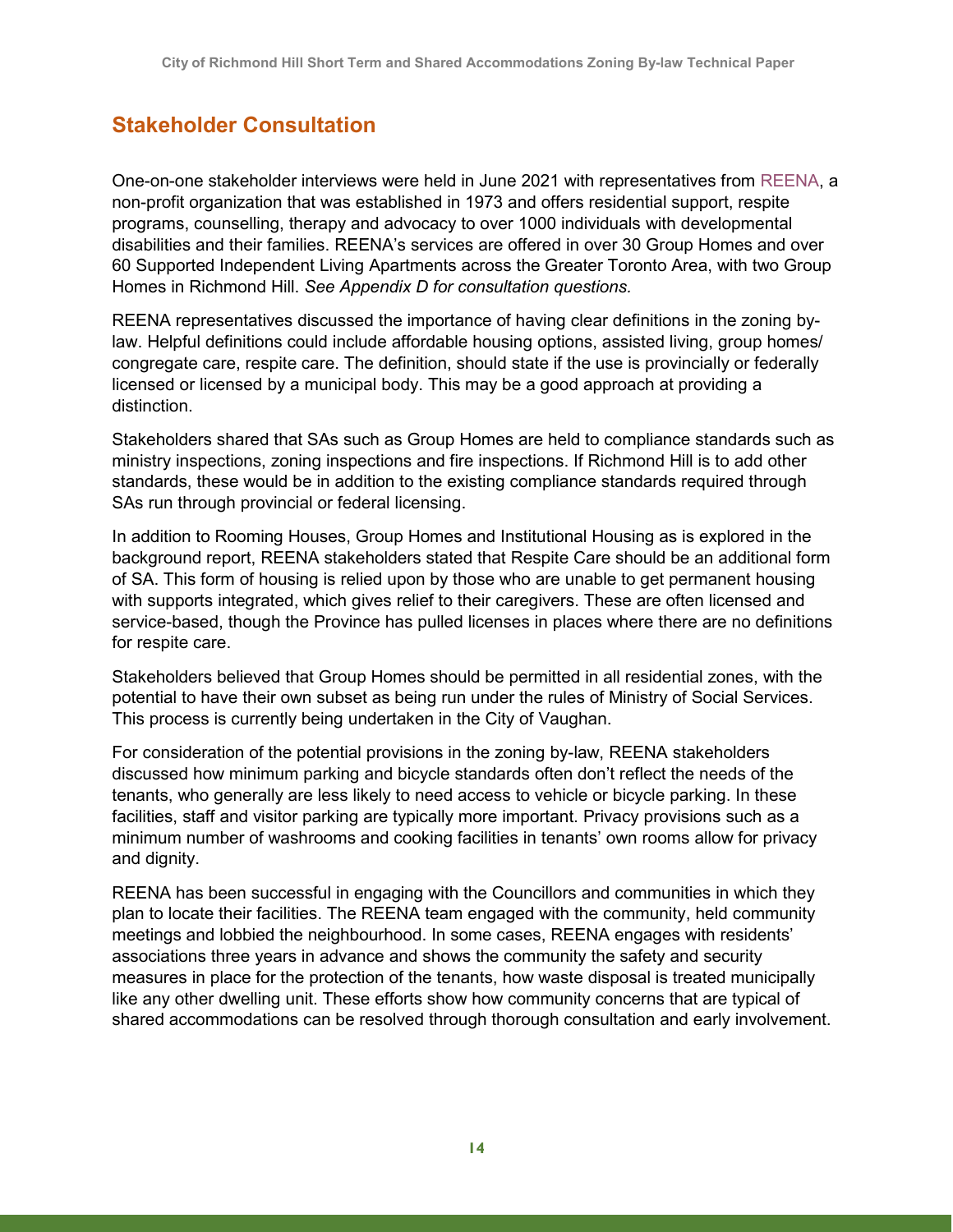## Stakeholder Consultation

One-on-one stakeholder interviews were held in June 2021 with representatives from REENA, a non-profit organization that was established in 1973 and offers residential support, respite programs, counselling, therapy and advocacy to over 1000 individuals with developmental disabilities and their families. REENA's services are offered in over 30 Group Homes and over 60 Supported Independent Living Apartments across the Greater Toronto Area, with two Group Homes in Richmond Hill. *See Appendix D for consultation questions.*

REENA representatives discussed the importance of having clear definitions in the zoning by-law. Helpful definitions could include affordable housing options, assisted living, group homes/ congregate care, respite care. The definition, should state if the use is provincially or federally licensed or licensed by a municipal body. This may be a good approach at providing a distinction.

Stakeholders shared that SAs such as Group Homes are held to compliance standards such as ministry inspections, zoning inspections and fire inspections. If Richmond Hill is to add other standards, these would be in addition to the existing compliance standards required through SAs run through provincial or federal licensing.

In addition to Rooming Houses, Group Homes and Institutional Housing as is explored in the background report, REENA stakeholders stated that Respite Care should be an additional form of SA. This form of housing is relied upon by those who are unable to get permanent housing with supports integrated, which gives relief to their caregivers. These are often licensed and service-based, though the Province has pulled licenses in places where there are no definitions for respite care.

Stakeholders believed that Group Homes should be permitted in all residential zones, with the potential to have their own subset as being run under the rules of Ministry of Social Services. This process is currently being undertaken in the City of Vaughan.

For consideration of the potential provisions in the zoning by-law, REENA stakeholders discussed how minimum parking and bicycle standards often don't reflect the needs of the tenants, who generally are less likely to need access to vehicle or bicycle parking. In these facilities, staff and visitor parking are typically more important. Privacy provisions such as a minimum number of washrooms and cooking facilities in tenants' own rooms allow for privacy and dignity.

REENA has been successful in engaging with the Councillors and communities in which they plan to locate their facilities. The REENA team engaged with the community, held community meetings and lobbied the neighbourhood. In some cases, REENA engages with residents' associations three years in advance and shows the community the safety and security measures in place for the protection of the tenants, how waste disposal is treated municipally like any other dwelling unit. These efforts show how community concerns that are typical of shared accommodations can be resolved through thorough consultation and early involvement.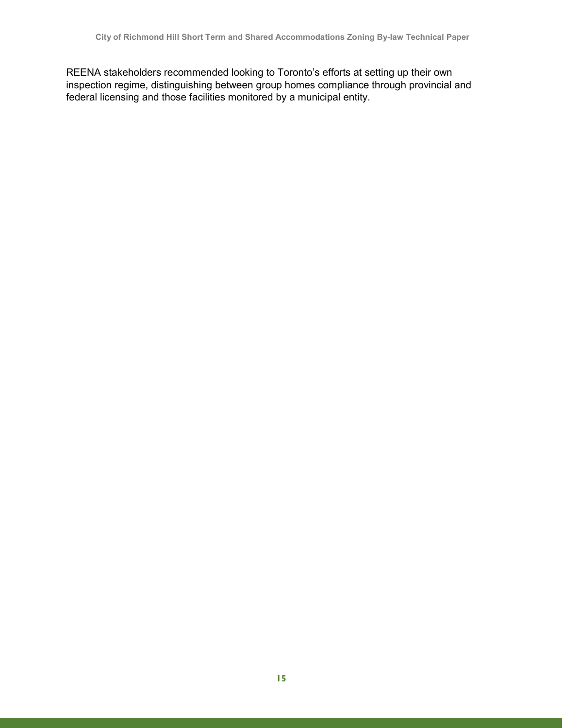REENA stakeholders recommended looking to Toronto's efforts at setting up their own inspection regime, distinguishing between group homes compliance through provincial and federal licensing and those facilities monitored by a municipal entity.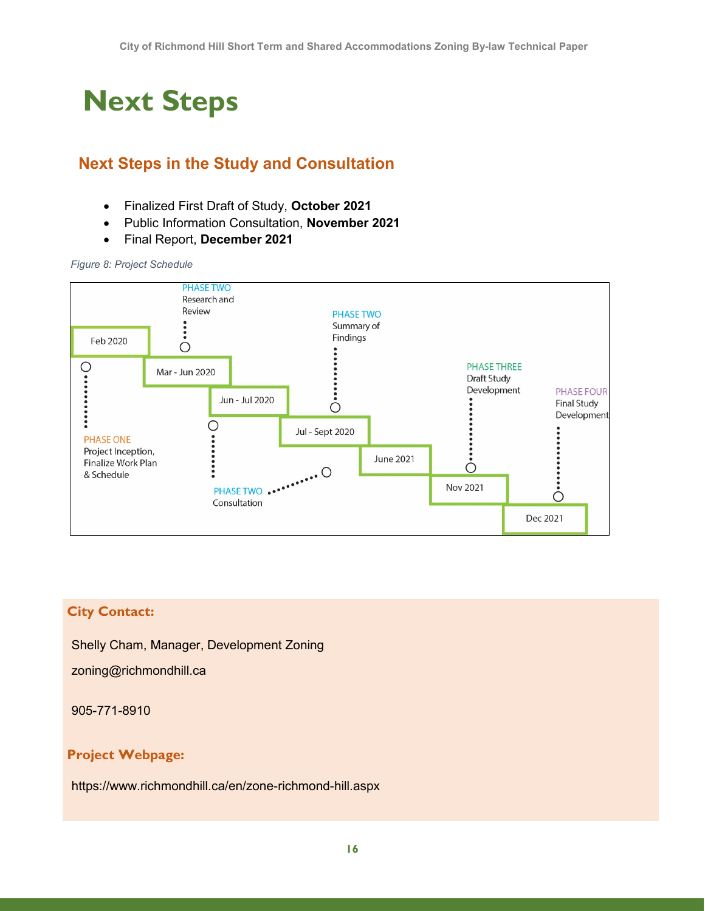# Next Steps

## Next Steps in the Study and Consultation

- Finalized First Draft of Study, **October 2021**
- Public Information Consultation, **November 2021**
- Final Report, **December 2021**

*Figure 8: Project Schedule*

| Date | Phase |
| --- | --- |
| Feb 2020 | PHASE ONE: Project Inception, Finalize Work Plan & Schedule |
| Mar - Jun 2020 | PHASE TWO: Research and Review |
| Jun - Jul 2020 | PHASE TWO: Consultation |
| Jul - Sept 2020 | PHASE TWO: Summary of Findings |
| June 2021 | PHASE TWO: Consultation |
| Nov 2021 | PHASE THREE: Draft Study Development |
| Dec 2021 | PHASE FOUR: Final Study Development |

**City Contact:**

Shelly Cham, Manager, Development Zoning

zoning@richmondhill.ca

905-771-8910

**Project Webpage:**

https://www.richmondhill.ca/en/zone-richmond-hill.aspx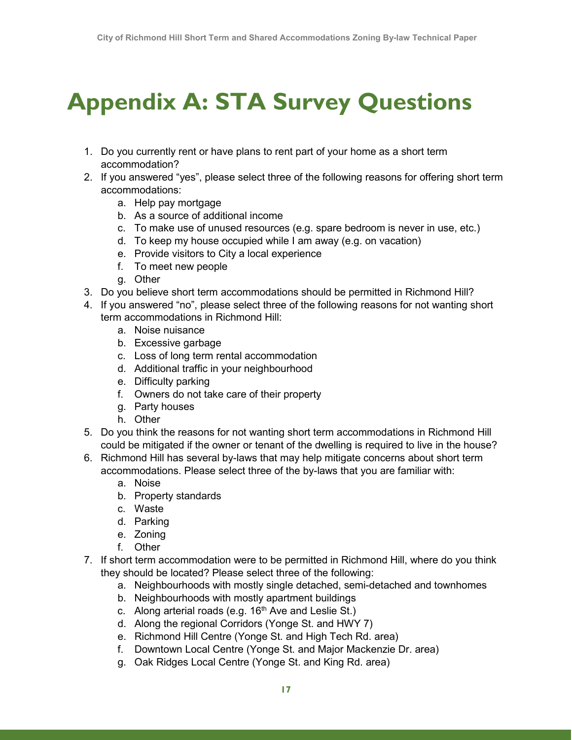# Appendix A: STA Survey Questions

1. Do you currently rent or have plans to rent part of your home as a short term accommodation?
2. If you answered "yes", please select three of the following reasons for offering short term accommodations:
    a. Help pay mortgage
    b. As a source of additional income
    c. To make use of unused resources (e.g. spare bedroom is never in use, etc.)
    d. To keep my house occupied while I am away (e.g. on vacation)
    e. Provide visitors to City a local experience
    f. To meet new people
    g. Other
3. Do you believe short term accommodations should be permitted in Richmond Hill?
4. If you answered "no", please select three of the following reasons for not wanting short term accommodations in Richmond Hill:
    a. Noise nuisance
    b. Excessive garbage
    c. Loss of long term rental accommodation
    d. Additional traffic in your neighbourhood
    e. Difficulty parking
    f. Owners do not take care of their property
    g. Party houses
    h. Other
5. Do you think the reasons for not wanting short term accommodations in Richmond Hill could be mitigated if the owner or tenant of the dwelling is required to live in the house?
6. Richmond Hill has several by-laws that may help mitigate concerns about short term accommodations. Please select three of the by-laws that you are familiar with:
    a. Noise
    b. Property standards
    c. Waste
    d. Parking
    e. Zoning
    f. Other
7. If short term accommodation were to be permitted in Richmond Hill, where do you think they should be located? Please select three of the following:
    a. Neighbourhoods with mostly single detached, semi-detached and townhomes
    b. Neighbourhoods with mostly apartment buildings
    c. Along arterial roads (e.g. 16th Ave and Leslie St.)
    d. Along the regional Corridors (Yonge St. and HWY 7)
    e. Richmond Hill Centre (Yonge St. and High Tech Rd. area)
    f. Downtown Local Centre (Yonge St. and Major Mackenzie Dr. area)
    g. Oak Ridges Local Centre (Yonge St. and King Rd. area)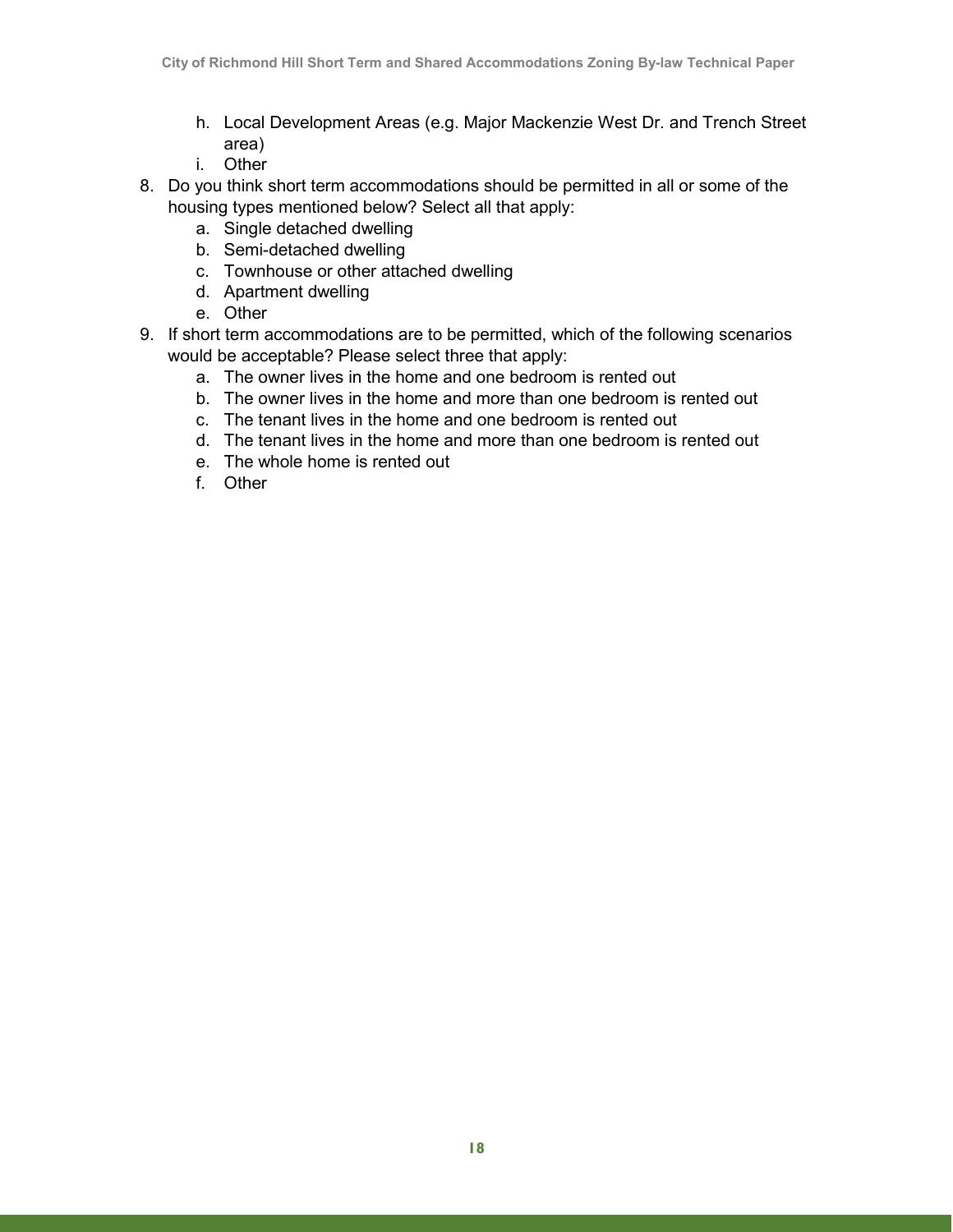h. Local Development Areas (e.g. Major Mackenzie West Dr. and Trench Street area)
   i. Other

8. Do you think short term accommodations should be permitted in all or some of the housing types mentioned below? Select all that apply:
   a. Single detached dwelling
   b. Semi-detached dwelling
   c. Townhouse or other attached dwelling
   d. Apartment dwelling
   e. Other

9. If short term accommodations are to be permitted, which of the following scenarios would be acceptable? Please select three that apply:
   a. The owner lives in the home and one bedroom is rented out
   b. The owner lives in the home and more than one bedroom is rented out
   c. The tenant lives in the home and one bedroom is rented out
   d. The tenant lives in the home and more than one bedroom is rented out
   e. The whole home is rented out
   f. Other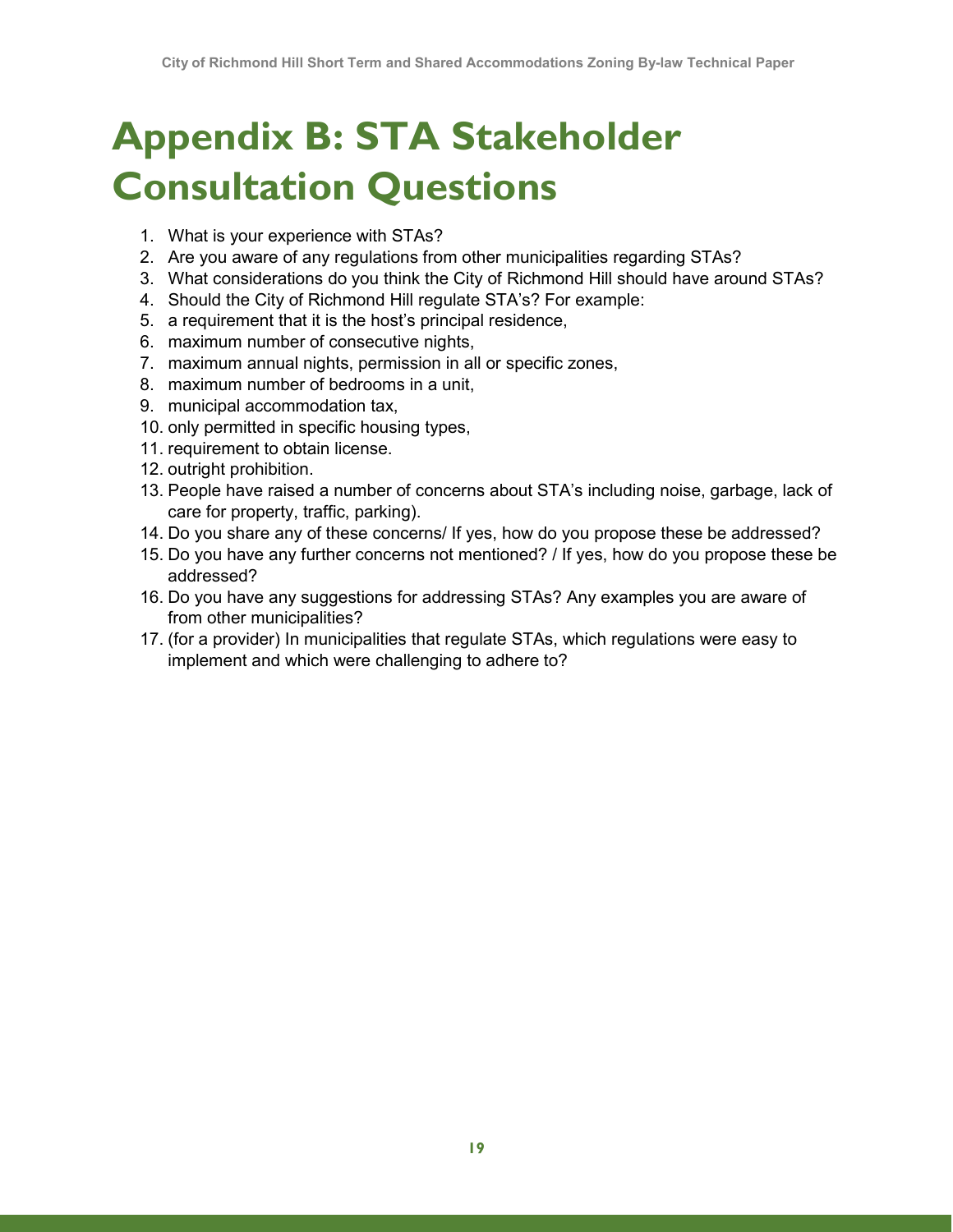# Appendix B: STA Stakeholder Consultation Questions

1. What is your experience with STAs?
2. Are you aware of any regulations from other municipalities regarding STAs?
3. What considerations do you think the City of Richmond Hill should have around STAs?
4. Should the City of Richmond Hill regulate STA's? For example:
5. a requirement that it is the host's principal residence,
6. maximum number of consecutive nights,
7. maximum annual nights, permission in all or specific zones,
8. maximum number of bedrooms in a unit,
9. municipal accommodation tax,
10. only permitted in specific housing types,
11. requirement to obtain license.
12. outright prohibition.
13. People have raised a number of concerns about STA's including noise, garbage, lack of care for property, traffic, parking).
14. Do you share any of these concerns/ If yes, how do you propose these be addressed?
15. Do you have any further concerns not mentioned? / If yes, how do you propose these be addressed?
16. Do you have any suggestions for addressing STAs? Any examples you are aware of from other municipalities?
17. (for a provider) In municipalities that regulate STAs, which regulations were easy to implement and which were challenging to adhere to?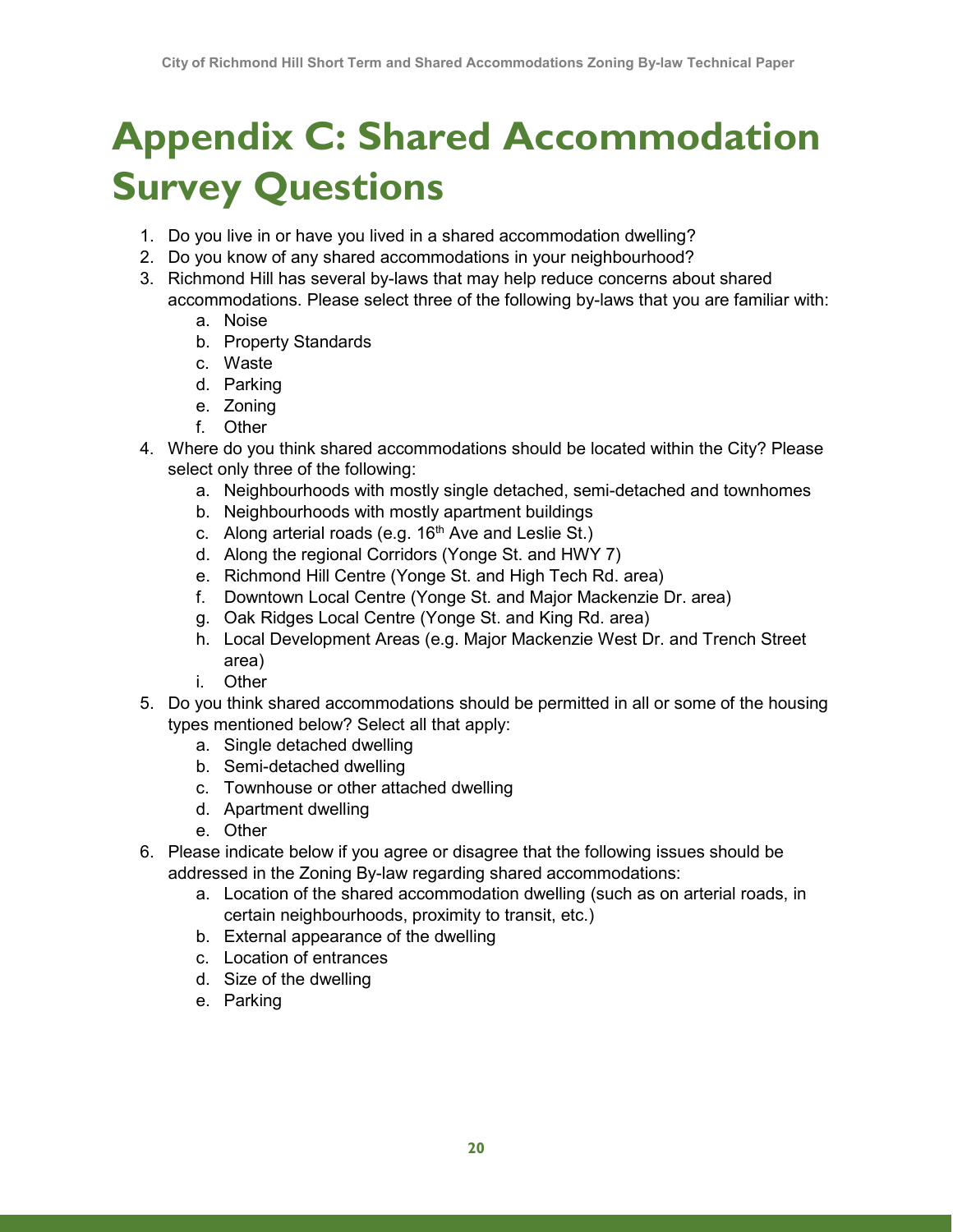# Appendix C: Shared Accommodation Survey Questions

1. Do you live in or have you lived in a shared accommodation dwelling?
2. Do you know of any shared accommodations in your neighbourhood?
3. Richmond Hill has several by-laws that may help reduce concerns about shared accommodations. Please select three of the following by-laws that you are familiar with:
    a. Noise
    b. Property Standards
    c. Waste
    d. Parking
    e. Zoning
    f. Other
4. Where do you think shared accommodations should be located within the City? Please select only three of the following:
    a. Neighbourhoods with mostly single detached, semi-detached and townhomes
    b. Neighbourhoods with mostly apartment buildings
    c. Along arterial roads (e.g. 16th Ave and Leslie St.)
    d. Along the regional Corridors (Yonge St. and HWY 7)
    e. Richmond Hill Centre (Yonge St. and High Tech Rd. area)
    f. Downtown Local Centre (Yonge St. and Major Mackenzie Dr. area)
    g. Oak Ridges Local Centre (Yonge St. and King Rd. area)
    h. Local Development Areas (e.g. Major Mackenzie West Dr. and Trench Street area)
    i. Other
5. Do you think shared accommodations should be permitted in all or some of the housing types mentioned below? Select all that apply:
    a. Single detached dwelling
    b. Semi-detached dwelling
    c. Townhouse or other attached dwelling
    d. Apartment dwelling
    e. Other
6. Please indicate below if you agree or disagree that the following issues should be addressed in the Zoning By-law regarding shared accommodations:
    a. Location of the shared accommodation dwelling (such as on arterial roads, in certain neighbourhoods, proximity to transit, etc.)
    b. External appearance of the dwelling
    c. Location of entrances
    d. Size of the dwelling
    e. Parking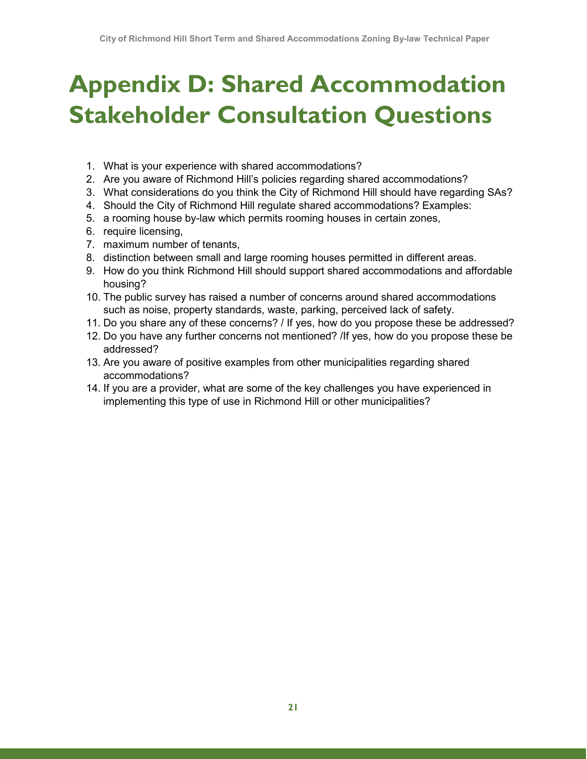# Appendix D: Shared Accommodation Stakeholder Consultation Questions

1. What is your experience with shared accommodations?
2. Are you aware of Richmond Hill's policies regarding shared accommodations?
3. What considerations do you think the City of Richmond Hill should have regarding SAs?
4. Should the City of Richmond Hill regulate shared accommodations? Examples:
5. a rooming house by-law which permits rooming houses in certain zones,
6. require licensing,
7. maximum number of tenants,
8. distinction between small and large rooming houses permitted in different areas.
9. How do you think Richmond Hill should support shared accommodations and affordable housing?
10. The public survey has raised a number of concerns around shared accommodations such as noise, property standards, waste, parking, perceived lack of safety.
11. Do you share any of these concerns? / If yes, how do you propose these be addressed?
12. Do you have any further concerns not mentioned? /If yes, how do you propose these be addressed?
13. Are you aware of positive examples from other municipalities regarding shared accommodations?
14. If you are a provider, what are some of the key challenges you have experienced in implementing this type of use in Richmond Hill or other municipalities?